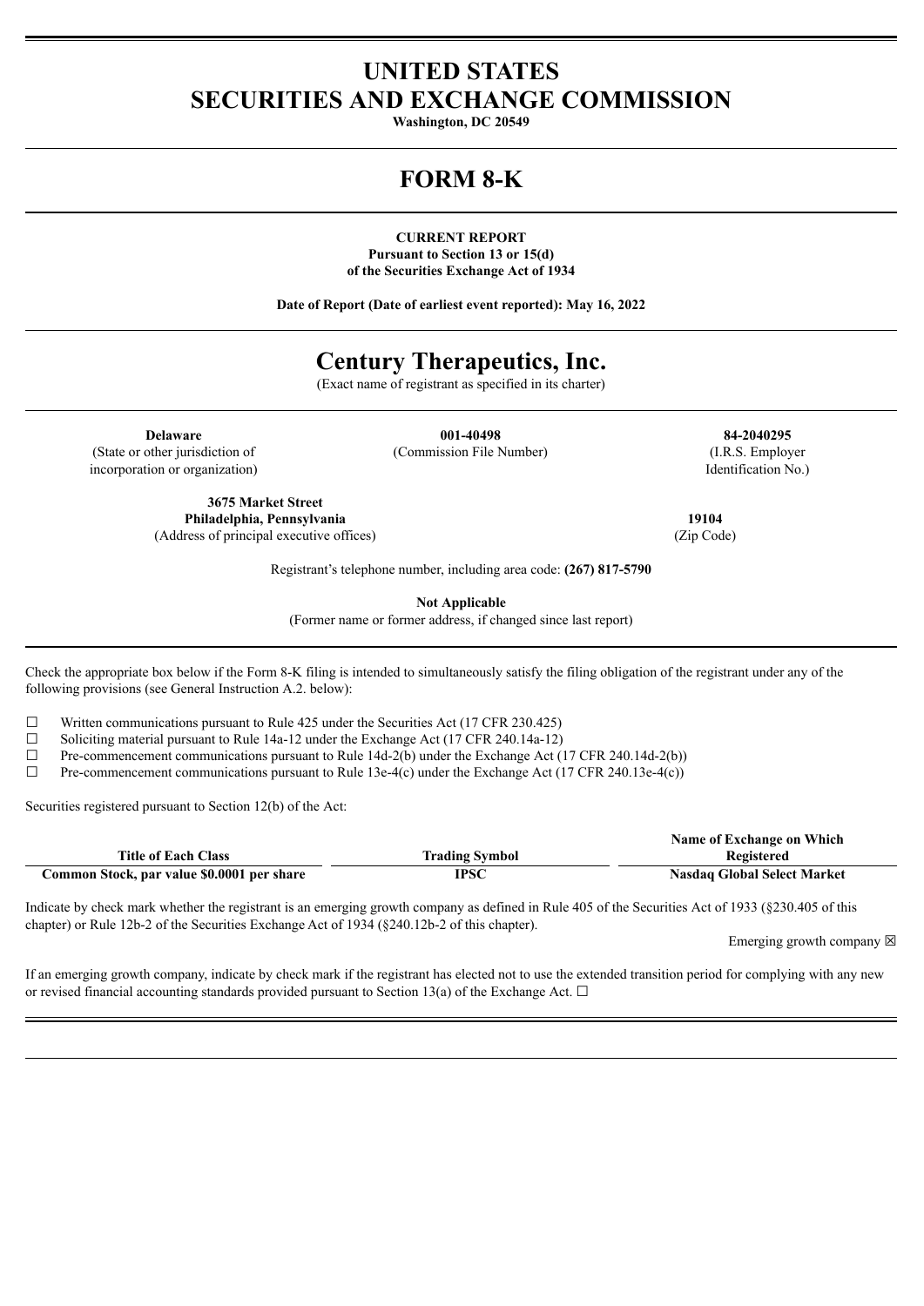# UNITED STATES
# SECURITIES AND EXCHANGE COMMISSION

**Washington, DC 20549**

# FORM 8-K

**CURRENT REPORT**
**Pursuant to Section 13 or 15(d)**
**of the Securities Exchange Act of 1934**

**Date of Report (Date of earliest event reported): May 16, 2022**

# Century Therapeutics, Inc.

(Exact name of registrant as specified in its charter)

| **Delaware** | **001-40498** | **84-2040295** |
|---|---|---|
| (State or other jurisdiction of incorporation or organization) | (Commission File Number) | (I.R.S. Employer Identification No.) |

| **3675 Market Street Philadelphia, Pennsylvania** | **19104** |
|---|---|
| (Address of principal executive offices) | (Zip Code) |

Registrant's telephone number, including area code: **(267) 817-5790**

**Not Applicable**
(Former name or former address, if changed since last report)

Check the appropriate box below if the Form 8-K filing is intended to simultaneously satisfy the filing obligation of the registrant under any of the following provisions (see General Instruction A.2. below):

☐ Written communications pursuant to Rule 425 under the Securities Act (17 CFR 230.425)
☐ Soliciting material pursuant to Rule 14a-12 under the Exchange Act (17 CFR 240.14a-12)
☐ Pre-commencement communications pursuant to Rule 14d-2(b) under the Exchange Act (17 CFR 240.14d-2(b))
☐ Pre-commencement communications pursuant to Rule 13e-4(c) under the Exchange Act (17 CFR 240.13e-4(c))

Securities registered pursuant to Section 12(b) of the Act:

| Title of Each Class | Trading Symbol | Name of Exchange on Which Registered |
|---|---|---|
| **Common Stock, par value $0.0001 per share** | **IPSC** | **Nasdaq Global Select Market** |

Indicate by check mark whether the registrant is an emerging growth company as defined in Rule 405 of the Securities Act of 1933 (§230.405 of this chapter) or Rule 12b-2 of the Securities Exchange Act of 1934 (§240.12b-2 of this chapter).

Emerging growth company ☒

If an emerging growth company, indicate by check mark if the registrant has elected not to use the extended transition period for complying with any new or revised financial accounting standards provided pursuant to Section 13(a) of the Exchange Act. ☐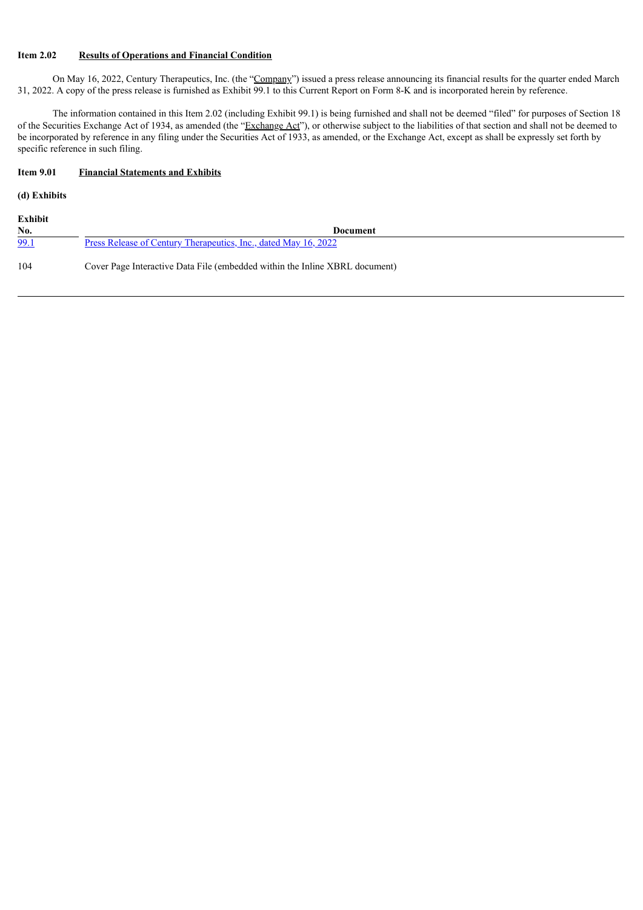**Item 2.02 Results of Operations and Financial Condition**

On May 16, 2022, Century Therapeutics, Inc. (the "Company") issued a press release announcing its financial results for the quarter ended March 31, 2022. A copy of the press release is furnished as Exhibit 99.1 to this Current Report on Form 8-K and is incorporated herein by reference.

The information contained in this Item 2.02 (including Exhibit 99.1) is being furnished and shall not be deemed "filed" for purposes of Section 18 of the Securities Exchange Act of 1934, as amended (the "Exchange Act"), or otherwise subject to the liabilities of that section and shall not be deemed to be incorporated by reference in any filing under the Securities Act of 1933, as amended, or the Exchange Act, except as shall be expressly set forth by specific reference in such filing.

**Item 9.01 Financial Statements and Exhibits**

**(d) Exhibits**

| Exhibit No. | Document |
|---|---|
| 99.1 | Press Release of Century Therapeutics, Inc., dated May 16, 2022 |
| 104 | Cover Page Interactive Data File (embedded within the Inline XBRL document) |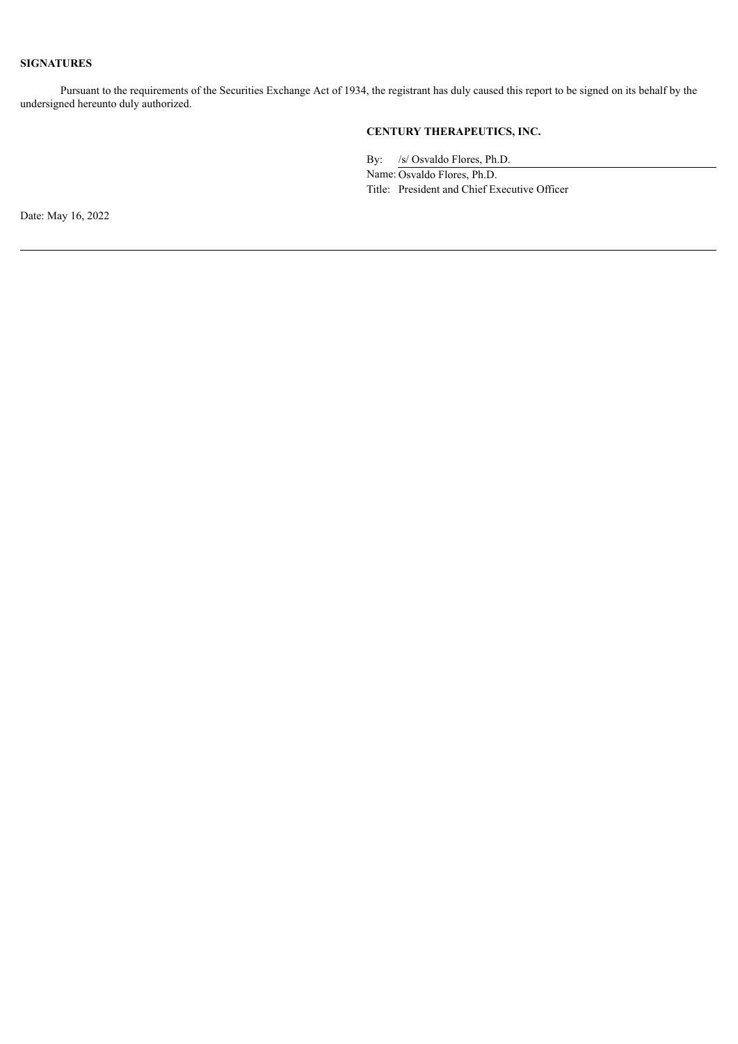**SIGNATURES**

Pursuant to the requirements of the Securities Exchange Act of 1934, the registrant has duly caused this report to be signed on its behalf by the undersigned hereunto duly authorized.

**CENTURY THERAPEUTICS, INC.**

By: /s/ Osvaldo Flores, Ph.D.

Name: Osvaldo Flores, Ph.D.

Title: President and Chief Executive Officer

Date: May 16, 2022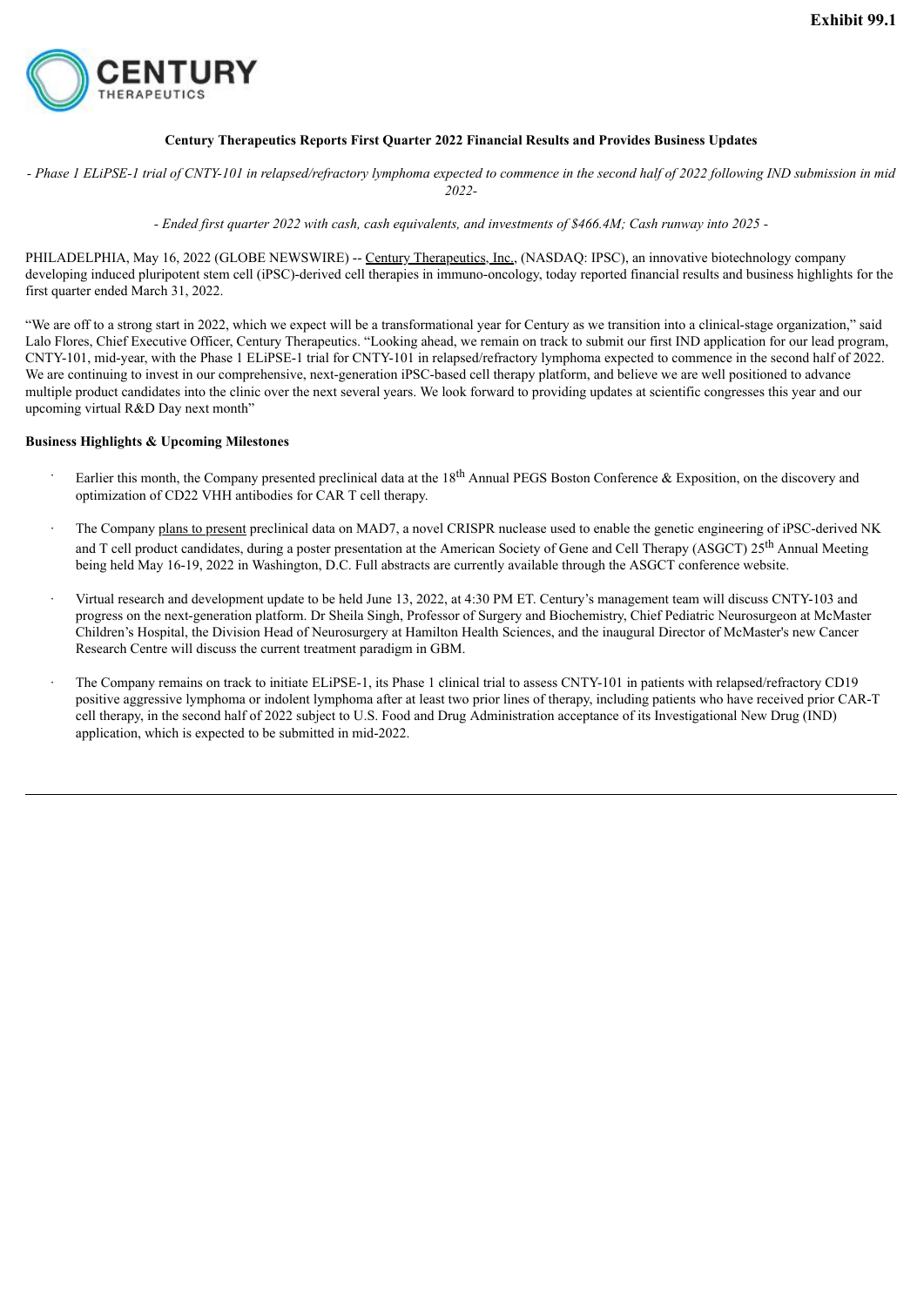**Exhibit 99.1**

CENTURY THERAPEUTICS

**Century Therapeutics Reports First Quarter 2022 Financial Results and Provides Business Updates**

*- Phase 1 ELiPSE-1 trial of CNTY-101 in relapsed/refractory lymphoma expected to commence in the second half of 2022 following IND submission in mid 2022-*

*- Ended first quarter 2022 with cash, cash equivalents, and investments of $466.4M; Cash runway into 2025 -*

PHILADELPHIA, May 16, 2022 (GLOBE NEWSWIRE) -- Century Therapeutics, Inc., (NASDAQ: IPSC), an innovative biotechnology company developing induced pluripotent stem cell (iPSC)-derived cell therapies in immuno-oncology, today reported financial results and business highlights for the first quarter ended March 31, 2022.

"We are off to a strong start in 2022, which we expect will be a transformational year for Century as we transition into a clinical-stage organization," said Lalo Flores, Chief Executive Officer, Century Therapeutics. "Looking ahead, we remain on track to submit our first IND application for our lead program, CNTY-101, mid-year, with the Phase 1 ELiPSE-1 trial for CNTY-101 in relapsed/refractory lymphoma expected to commence in the second half of 2022. We are continuing to invest in our comprehensive, next-generation iPSC-based cell therapy platform, and believe we are well positioned to advance multiple product candidates into the clinic over the next several years. We look forward to providing updates at scientific congresses this year and our upcoming virtual R&D Day next month"

**Business Highlights & Upcoming Milestones**

- Earlier this month, the Company presented preclinical data at the 18th Annual PEGS Boston Conference & Exposition, on the discovery and optimization of CD22 VHH antibodies for CAR T cell therapy.
- The Company plans to present preclinical data on MAD7, a novel CRISPR nuclease used to enable the genetic engineering of iPSC-derived NK and T cell product candidates, during a poster presentation at the American Society of Gene and Cell Therapy (ASGCT) 25th Annual Meeting being held May 16-19, 2022 in Washington, D.C. Full abstracts are currently available through the ASGCT conference website.
- Virtual research and development update to be held June 13, 2022, at 4:30 PM ET. Century's management team will discuss CNTY-103 and progress on the next-generation platform. Dr Sheila Singh, Professor of Surgery and Biochemistry, Chief Pediatric Neurosurgeon at McMaster Children's Hospital, the Division Head of Neurosurgery at Hamilton Health Sciences, and the inaugural Director of McMaster's new Cancer Research Centre will discuss the current treatment paradigm in GBM.
- The Company remains on track to initiate ELiPSE-1, its Phase 1 clinical trial to assess CNTY-101 in patients with relapsed/refractory CD19 positive aggressive lymphoma or indolent lymphoma after at least two prior lines of therapy, including patients who have received prior CAR-T cell therapy, in the second half of 2022 subject to U.S. Food and Drug Administration acceptance of its Investigational New Drug (IND) application, which is expected to be submitted in mid-2022.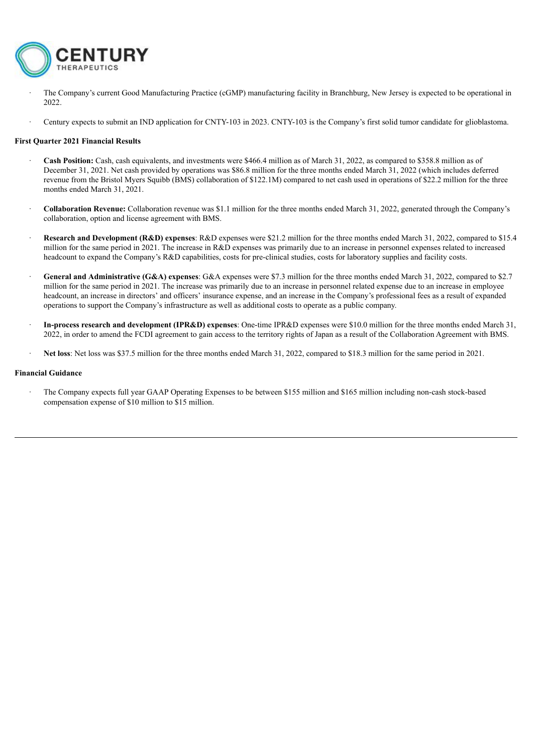- The Company's current Good Manufacturing Practice (cGMP) manufacturing facility in Branchburg, New Jersey is expected to be operational in 2022.
- Century expects to submit an IND application for CNTY-103 in 2023. CNTY-103 is the Company's first solid tumor candidate for glioblastoma.

**First Quarter 2021 Financial Results**

- **Cash Position:** Cash, cash equivalents, and investments were $466.4 million as of March 31, 2022, as compared to $358.8 million as of December 31, 2021. Net cash provided by operations was $86.8 million for the three months ended March 31, 2022 (which includes deferred revenue from the Bristol Myers Squibb (BMS) collaboration of $122.1M) compared to net cash used in operations of $22.2 million for the three months ended March 31, 2021.
- **Collaboration Revenue:** Collaboration revenue was $1.1 million for the three months ended March 31, 2022, generated through the Company's collaboration, option and license agreement with BMS.
- **Research and Development (R&D) expenses**: R&D expenses were $21.2 million for the three months ended March 31, 2022, compared to $15.4 million for the same period in 2021. The increase in R&D expenses was primarily due to an increase in personnel expenses related to increased headcount to expand the Company's R&D capabilities, costs for pre-clinical studies, costs for laboratory supplies and facility costs.
- **General and Administrative (G&A) expenses**: G&A expenses were $7.3 million for the three months ended March 31, 2022, compared to $2.7 million for the same period in 2021. The increase was primarily due to an increase in personnel related expense due to an increase in employee headcount, an increase in directors' and officers' insurance expense, and an increase in the Company's professional fees as a result of expanded operations to support the Company's infrastructure as well as additional costs to operate as a public company.
- **In-process research and development (IPR&D) expenses**: One-time IPR&D expenses were $10.0 million for the three months ended March 31, 2022, in order to amend the FCDI agreement to gain access to the territory rights of Japan as a result of the Collaboration Agreement with BMS.
- **Net loss**: Net loss was $37.5 million for the three months ended March 31, 2022, compared to $18.3 million for the same period in 2021.

**Financial Guidance**

- The Company expects full year GAAP Operating Expenses to be between $155 million and $165 million including non-cash stock-based compensation expense of $10 million to $15 million.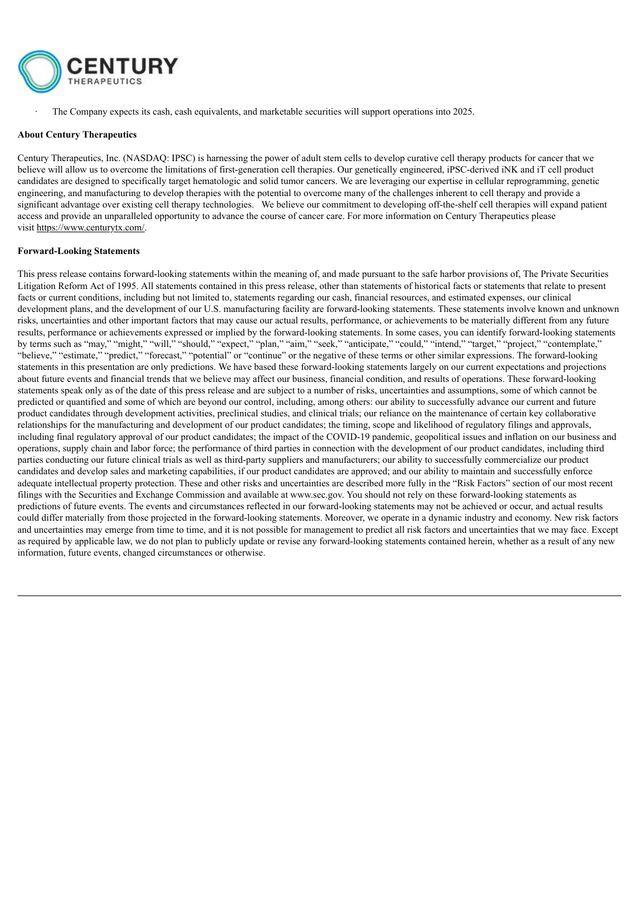- The Company expects its cash, cash equivalents, and marketable securities will support operations into 2025.

**About Century Therapeutics**

Century Therapeutics, Inc. (NASDAQ: IPSC) is harnessing the power of adult stem cells to develop curative cell therapy products for cancer that we believe will allow us to overcome the limitations of first-generation cell therapies. Our genetically engineered, iPSC-derived iNK and iT cell product candidates are designed to specifically target hematologic and solid tumor cancers. We are leveraging our expertise in cellular reprogramming, genetic engineering, and manufacturing to develop therapies with the potential to overcome many of the challenges inherent to cell therapy and provide a significant advantage over existing cell therapy technologies. We believe our commitment to developing off-the-shelf cell therapies will expand patient access and provide an unparalleled opportunity to advance the course of cancer care. For more information on Century Therapeutics please visit https://www.centurytx.com/.

**Forward-Looking Statements**

This press release contains forward-looking statements within the meaning of, and made pursuant to the safe harbor provisions of, The Private Securities Litigation Reform Act of 1995. All statements contained in this press release, other than statements of historical facts or statements that relate to present facts or current conditions, including but not limited to, statements regarding our cash, financial resources, and estimated expenses, our clinical development plans, and the development of our U.S. manufacturing facility are forward-looking statements. These statements involve known and unknown risks, uncertainties and other important factors that may cause our actual results, performance, or achievements to be materially different from any future results, performance or achievements expressed or implied by the forward-looking statements. In some cases, you can identify forward-looking statements by terms such as "may," "might," "will," "should," "expect," "plan," "aim," "seek," "anticipate," "could," "intend," "target," "project," "contemplate," "believe," "estimate," "predict," "forecast," "potential" or "continue" or the negative of these terms or other similar expressions. The forward-looking statements in this presentation are only predictions. We have based these forward-looking statements largely on our current expectations and projections about future events and financial trends that we believe may affect our business, financial condition, and results of operations. These forward-looking statements speak only as of the date of this press release and are subject to a number of risks, uncertainties and assumptions, some of which cannot be predicted or quantified and some of which are beyond our control, including, among others: our ability to successfully advance our current and future product candidates through development activities, preclinical studies, and clinical trials; our reliance on the maintenance of certain key collaborative relationships for the manufacturing and development of our product candidates; the timing, scope and likelihood of regulatory filings and approvals, including final regulatory approval of our product candidates; the impact of the COVID-19 pandemic, geopolitical issues and inflation on our business and operations, supply chain and labor force; the performance of third parties in connection with the development of our product candidates, including third parties conducting our future clinical trials as well as third-party suppliers and manufacturers; our ability to successfully commercialize our product candidates and develop sales and marketing capabilities, if our product candidates are approved; and our ability to maintain and successfully enforce adequate intellectual property protection. These and other risks and uncertainties are described more fully in the "Risk Factors" section of our most recent filings with the Securities and Exchange Commission and available at www.sec.gov. You should not rely on these forward-looking statements as predictions of future events. The events and circumstances reflected in our forward-looking statements may not be achieved or occur, and actual results could differ materially from those projected in the forward-looking statements. Moreover, we operate in a dynamic industry and economy. New risk factors and uncertainties may emerge from time to time, and it is not possible for management to predict all risk factors and uncertainties that we may face. Except as required by applicable law, we do not plan to publicly update or revise any forward-looking statements contained herein, whether as a result of any new information, future events, changed circumstances or otherwise.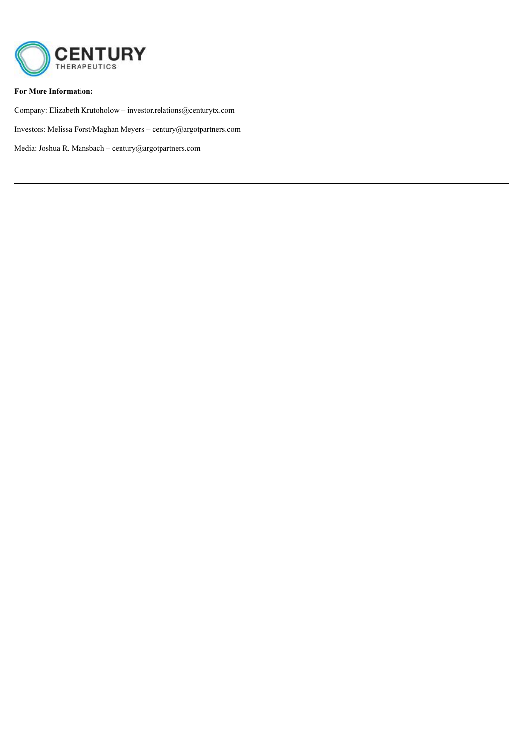**For More Information:**

Company: Elizabeth Krutoholow – investor.relations@centurytx.com

Investors: Melissa Forst/Maghan Meyers – century@argotpartners.com

Media: Joshua R. Mansbach – century@argotpartners.com

---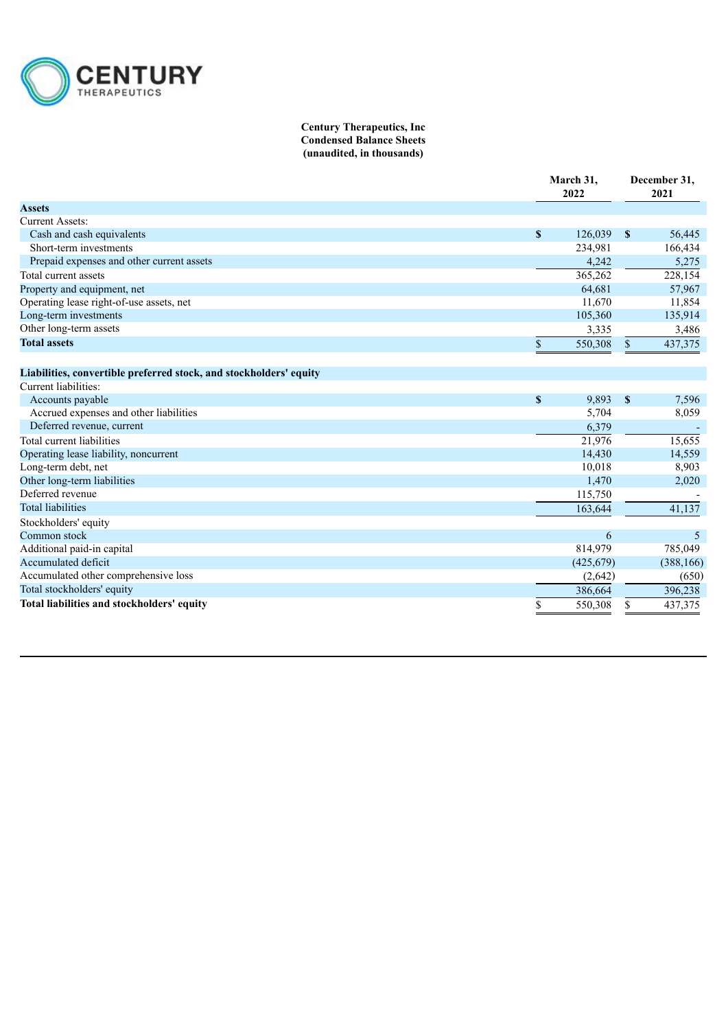CENTURY THERAPEUTICS

**Century Therapeutics, Inc**
**Condensed Balance Sheets**
**(unaudited, in thousands)**

| | March 31, 2022 | December 31, 2021 |
|---|---|---|
| **Assets** | | |
| Current Assets: | | |
| Cash and cash equivalents | $ 126,039 | $ 56,445 |
| Short-term investments | 234,981 | 166,434 |
| Prepaid expenses and other current assets | 4,242 | 5,275 |
| Total current assets | 365,262 | 228,154 |
| Property and equipment, net | 64,681 | 57,967 |
| Operating lease right-of-use assets, net | 11,670 | 11,854 |
| Long-term investments | 105,360 | 135,914 |
| Other long-term assets | 3,335 | 3,486 |
| **Total assets** | $ 550,308 | $ 437,375 |
| | | |
| **Liabilities, convertible preferred stock, and stockholders' equity** | | |
| Current liabilities: | | |
| Accounts payable | $ 9,893 | $ 7,596 |
| Accrued expenses and other liabilities | 5,704 | 8,059 |
| Deferred revenue, current | 6,379 | - |
| Total current liabilities | 21,976 | 15,655 |
| Operating lease liability, noncurrent | 14,430 | 14,559 |
| Long-term debt, net | 10,018 | 8,903 |
| Other long-term liabilities | 1,470 | 2,020 |
| Deferred revenue | 115,750 | - |
| Total liabilities | 163,644 | 41,137 |
| Stockholders' equity | | |
| Common stock | 6 | 5 |
| Additional paid-in capital | 814,979 | 785,049 |
| Accumulated deficit | (425,679) | (388,166) |
| Accumulated other comprehensive loss | (2,642) | (650) |
| Total stockholders' equity | 386,664 | 396,238 |
| **Total liabilities and stockholders' equity** | $ 550,308 | $ 437,375 |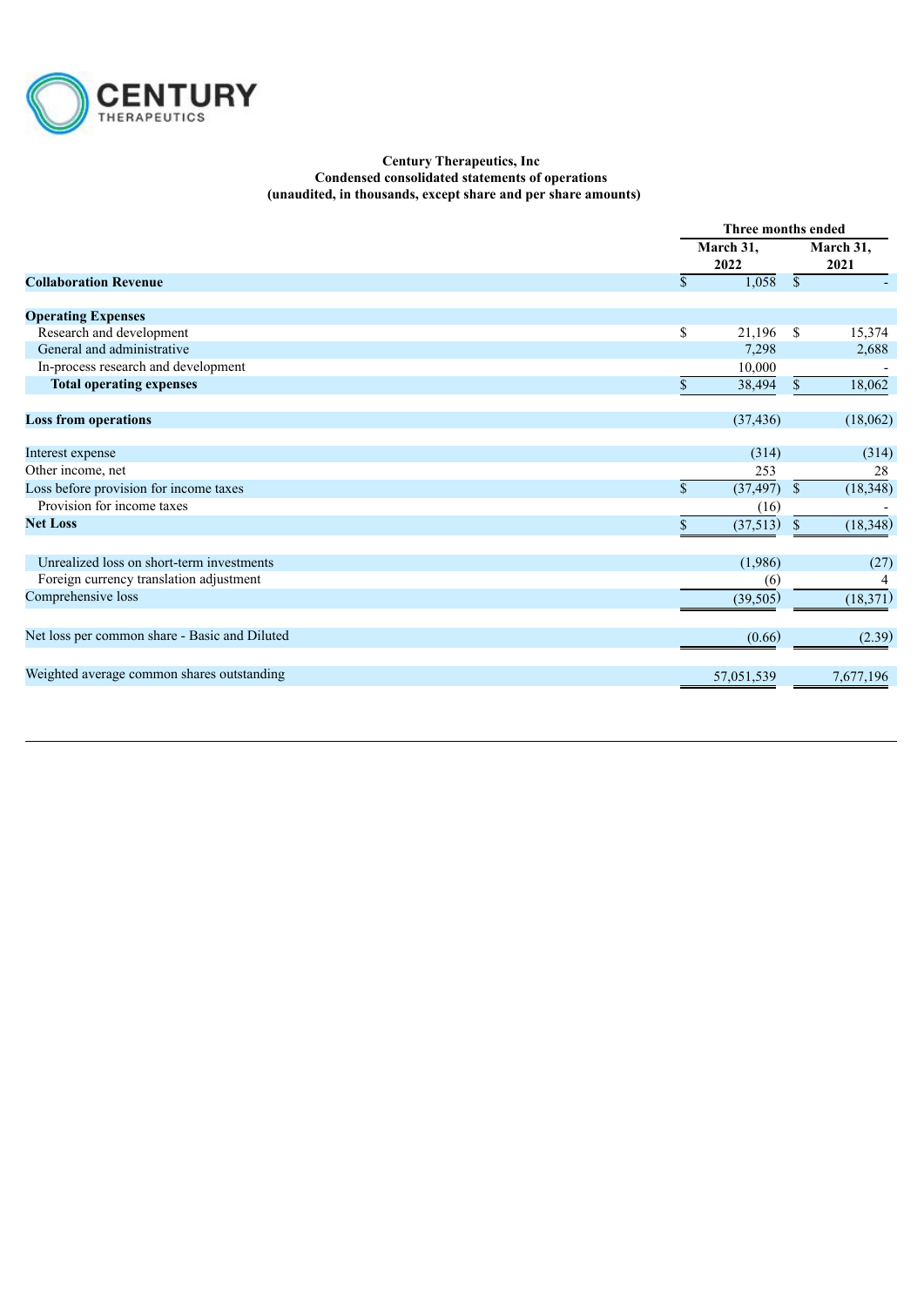CENTURY THERAPEUTICS

**Century Therapeutics, Inc**
**Condensed consolidated statements of operations**
**(unaudited, in thousands, except share and per share amounts)**

| | Three months ended | |
|---|---|---|
| | **March 31, 2022** | **March 31, 2021** |
| **Collaboration Revenue** | $ 1,058 | $ - |
| **Operating Expenses** | | |
| Research and development | $ 21,196 | $ 15,374 |
| General and administrative | 7,298 | 2,688 |
| In-process research and development | 10,000 | - |
| **Total operating expenses** | $ 38,494 | $ 18,062 |
| **Loss from operations** | (37,436) | (18,062) |
| Interest expense | (314) | (314) |
| Other income, net | 253 | 28 |
| Loss before provision for income taxes | $ (37,497) | $ (18,348) |
| Provision for income taxes | (16) | - |
| **Net Loss** | $ (37,513) | $ (18,348) |
| Unrealized loss on short-term investments | (1,986) | (27) |
| Foreign currency translation adjustment | (6) | 4 |
| Comprehensive loss | (39,505) | (18,371) |
| Net loss per common share - Basic and Diluted | (0.66) | (2.39) |
| Weighted average common shares outstanding | 57,051,539 | 7,677,196 |